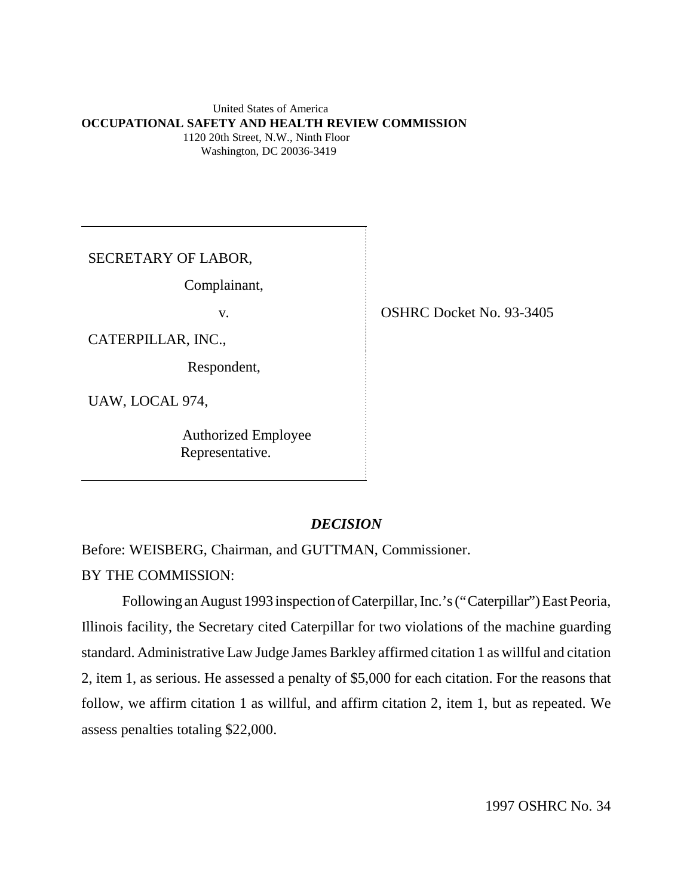United States of America
**OCCUPATIONAL SAFETY AND HEALTH REVIEW COMMISSION**
1120 20th Street, N.W., Ninth Floor
Washington, DC 20036-3419

| | |
|---|---|
| SECRETARY OF LABOR,<br>Complainant,<br>v.<br>CATERPILLAR, INC.,<br>Respondent,<br>UAW, LOCAL 974,<br>Authorized Employee Representative. | OSHRC Docket No. 93-3405 |

## *DECISION*

Before: WEISBERG, Chairman, and GUTTMAN, Commissioner.

BY THE COMMISSION:

Following an August 1993 inspection of Caterpillar, Inc.'s ("Caterpillar") East Peoria, Illinois facility, the Secretary cited Caterpillar for two violations of the machine guarding standard. Administrative Law Judge James Barkley affirmed citation 1 as willful and citation 2, item 1, as serious. He assessed a penalty of $5,000 for each citation. For the reasons that follow, we affirm citation 1 as willful, and affirm citation 2, item 1, but as repeated. We assess penalties totaling $22,000.

1997 OSHRC No. 34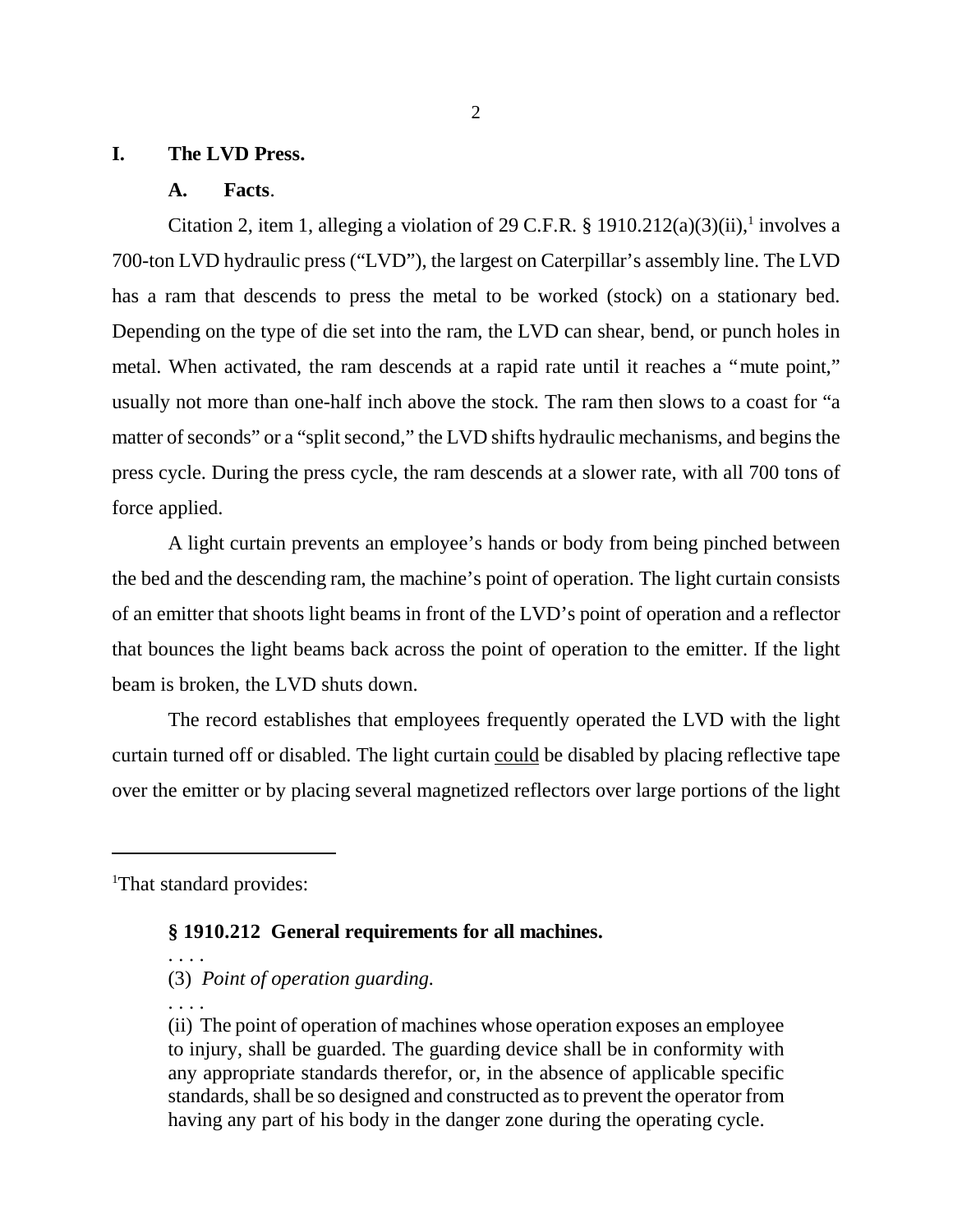## I. The LVD Press.

### A. Facts.

Citation 2, item 1, alleging a violation of 29 C.F.R. § 1910.212(a)(3)(ii),[1] involves a 700-ton LVD hydraulic press ("LVD"), the largest on Caterpillar's assembly line. The LVD has a ram that descends to press the metal to be worked (stock) on a stationary bed. Depending on the type of die set into the ram, the LVD can shear, bend, or punch holes in metal. When activated, the ram descends at a rapid rate until it reaches a "mute point," usually not more than one-half inch above the stock. The ram then slows to a coast for "a matter of seconds" or a "split second," the LVD shifts hydraulic mechanisms, and begins the press cycle. During the press cycle, the ram descends at a slower rate, with all 700 tons of force applied.

A light curtain prevents an employee's hands or body from being pinched between the bed and the descending ram, the machine's point of operation. The light curtain consists of an emitter that shoots light beams in front of the LVD's point of operation and a reflector that bounces the light beams back across the point of operation to the emitter. If the light beam is broken, the LVD shuts down.

The record establishes that employees frequently operated the LVD with the light curtain turned off or disabled. The light curtain could be disabled by placing reflective tape over the emitter or by placing several magnetized reflectors over large portions of the light

---

[1]That standard provides:

> **§ 1910.212 General requirements for all machines.**
>
> . . . .
>
> (3) *Point of operation guarding.*
>
> . . . .
>
> (ii) The point of operation of machines whose operation exposes an employee to injury, shall be guarded. The guarding device shall be in conformity with any appropriate standards therefor, or, in the absence of applicable specific standards, shall be so designed and constructed as to prevent the operator from having any part of his body in the danger zone during the operating cycle.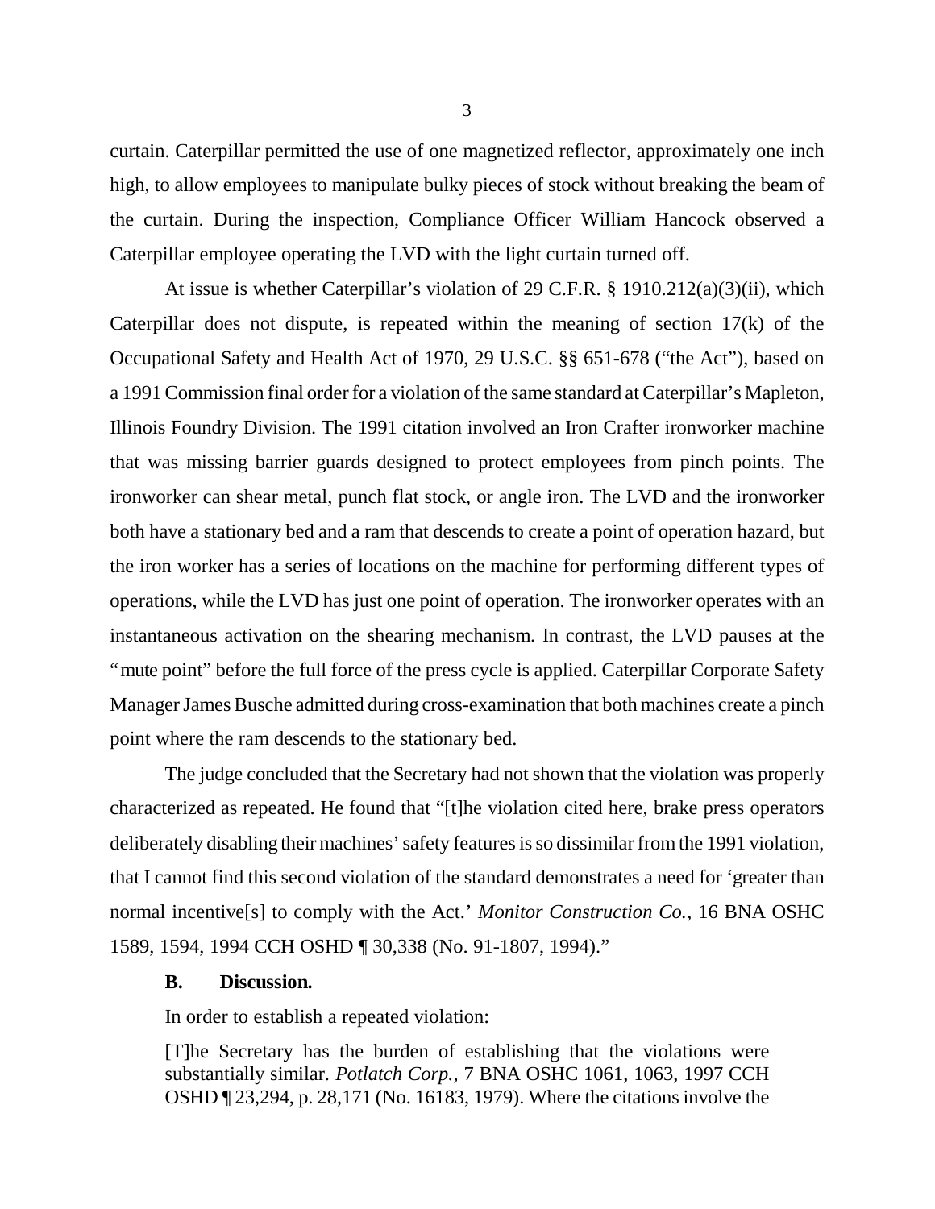curtain. Caterpillar permitted the use of one magnetized reflector, approximately one inch high, to allow employees to manipulate bulky pieces of stock without breaking the beam of the curtain. During the inspection, Compliance Officer William Hancock observed a Caterpillar employee operating the LVD with the light curtain turned off.

At issue is whether Caterpillar's violation of 29 C.F.R. § 1910.212(a)(3)(ii), which Caterpillar does not dispute, is repeated within the meaning of section 17(k) of the Occupational Safety and Health Act of 1970, 29 U.S.C. §§ 651-678 ("the Act"), based on a 1991 Commission final order for a violation of the same standard at Caterpillar's Mapleton, Illinois Foundry Division. The 1991 citation involved an Iron Crafter ironworker machine that was missing barrier guards designed to protect employees from pinch points. The ironworker can shear metal, punch flat stock, or angle iron. The LVD and the ironworker both have a stationary bed and a ram that descends to create a point of operation hazard, but the iron worker has a series of locations on the machine for performing different types of operations, while the LVD has just one point of operation. The ironworker operates with an instantaneous activation on the shearing mechanism. In contrast, the LVD pauses at the "mute point" before the full force of the press cycle is applied. Caterpillar Corporate Safety Manager James Busche admitted during cross-examination that both machines create a pinch point where the ram descends to the stationary bed.

The judge concluded that the Secretary had not shown that the violation was properly characterized as repeated. He found that "[t]he violation cited here, brake press operators deliberately disabling their machines' safety features is so dissimilar from the 1991 violation, that I cannot find this second violation of the standard demonstrates a need for 'greater than normal incentive[s] to comply with the Act.' *Monitor Construction Co.*, 16 BNA OSHC 1589, 1594, 1994 CCH OSHD ¶ 30,338 (No. 91-1807, 1994)."

### B. Discussion.

In order to establish a repeated violation:

> [T]he Secretary has the burden of establishing that the violations were substantially similar. *Potlatch Corp.*, 7 BNA OSHC 1061, 1063, 1997 CCH OSHD ¶ 23,294, p. 28,171 (No. 16183, 1979). Where the citations involve the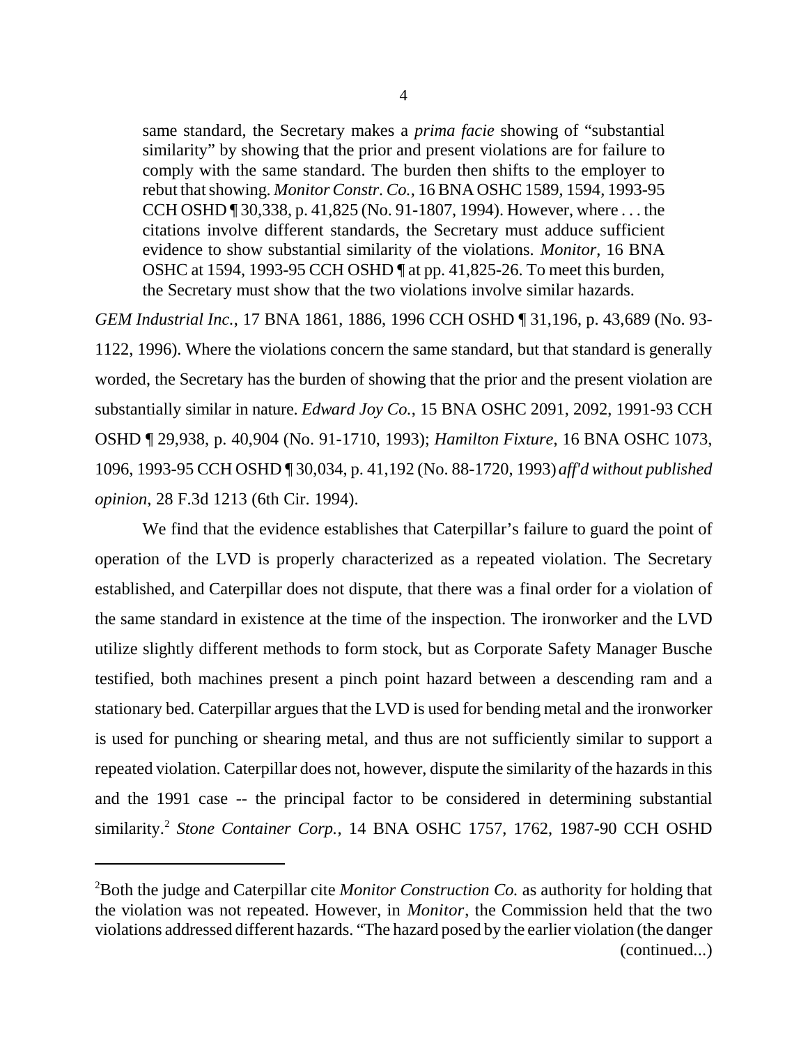> same standard, the Secretary makes a *prima facie* showing of "substantial similarity" by showing that the prior and present violations are for failure to comply with the same standard. The burden then shifts to the employer to rebut that showing. *Monitor Constr. Co.*, 16 BNA OSHC 1589, 1594, 1993-95 CCH OSHD ¶ 30,338, p. 41,825 (No. 91-1807, 1994). However, where . . . the citations involve different standards, the Secretary must adduce sufficient evidence to show substantial similarity of the violations. *Monitor*, 16 BNA OSHC at 1594, 1993-95 CCH OSHD ¶ at pp. 41,825-26. To meet this burden, the Secretary must show that the two violations involve similar hazards.

*GEM Industrial Inc.*, 17 BNA 1861, 1886, 1996 CCH OSHD ¶ 31,196, p. 43,689 (No. 93-1122, 1996). Where the violations concern the same standard, but that standard is generally worded, the Secretary has the burden of showing that the prior and the present violation are substantially similar in nature. *Edward Joy Co.*, 15 BNA OSHC 2091, 2092, 1991-93 CCH OSHD ¶ 29,938, p. 40,904 (No. 91-1710, 1993); *Hamilton Fixture*, 16 BNA OSHC 1073, 1096, 1993-95 CCH OSHD ¶ 30,034, p. 41,192 (No. 88-1720, 1993) *aff'd without published opinion*, 28 F.3d 1213 (6th Cir. 1994).

We find that the evidence establishes that Caterpillar's failure to guard the point of operation of the LVD is properly characterized as a repeated violation. The Secretary established, and Caterpillar does not dispute, that there was a final order for a violation of the same standard in existence at the time of the inspection. The ironworker and the LVD utilize slightly different methods to form stock, but as Corporate Safety Manager Busche testified, both machines present a pinch point hazard between a descending ram and a stationary bed. Caterpillar argues that the LVD is used for bending metal and the ironworker is used for punching or shearing metal, and thus are not sufficiently similar to support a repeated violation. Caterpillar does not, however, dispute the similarity of the hazards in this and the 1991 case -- the principal factor to be considered in determining substantial similarity.[2] *Stone Container Corp.*, 14 BNA OSHC 1757, 1762, 1987-90 CCH OSHD

[2]Both the judge and Caterpillar cite *Monitor Construction Co.* as authority for holding that the violation was not repeated. However, in *Monitor*, the Commission held that the two violations addressed different hazards. "The hazard posed by the earlier violation (the danger (continued...)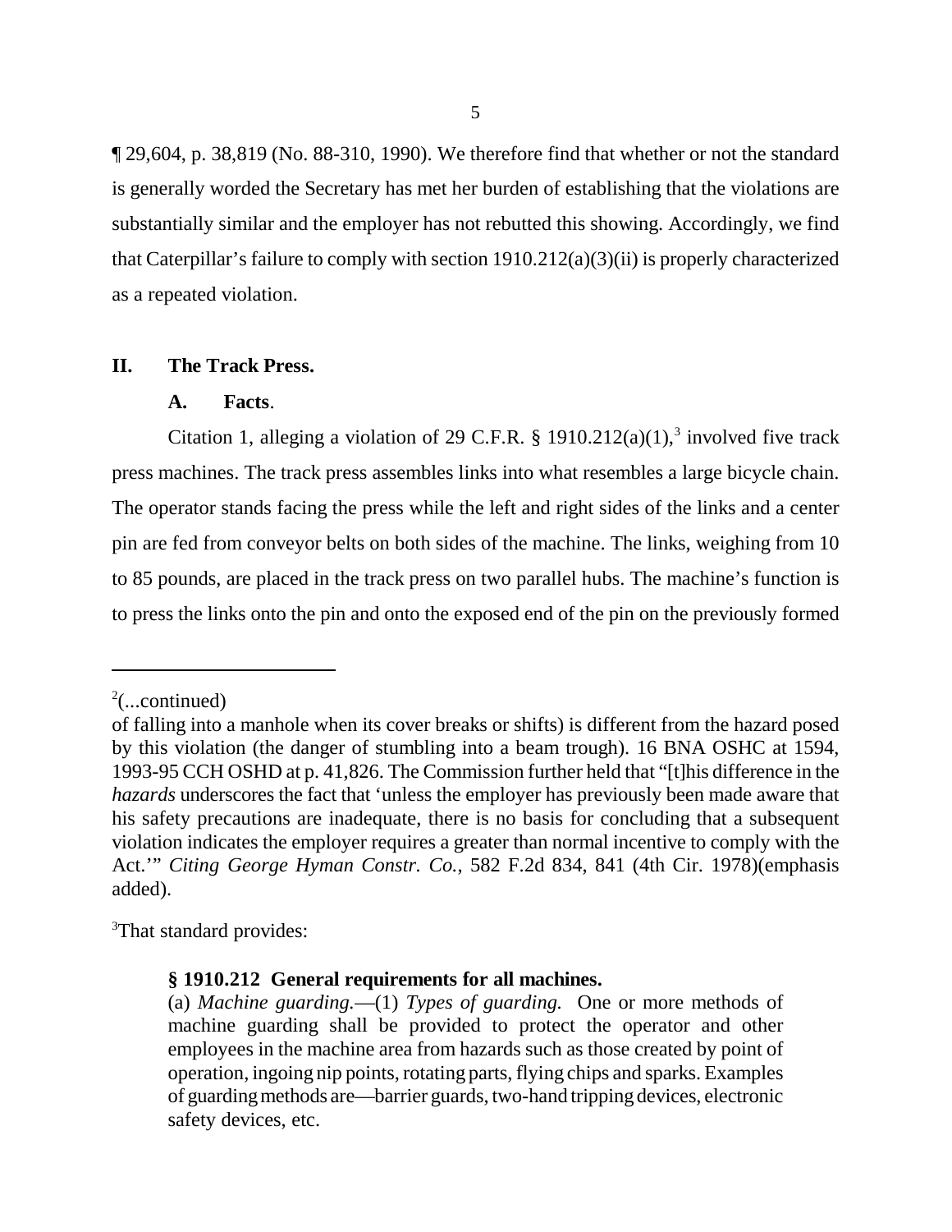¶ 29,604, p. 38,819 (No. 88-310, 1990). We therefore find that whether or not the standard is generally worded the Secretary has met her burden of establishing that the violations are substantially similar and the employer has not rebutted this showing. Accordingly, we find that Caterpillar's failure to comply with section 1910.212(a)(3)(ii) is properly characterized as a repeated violation.

## II. The Track Press.

### A. Facts.

Citation 1, alleging a violation of 29 C.F.R. § 1910.212(a)(1),[3] involved five track press machines. The track press assembles links into what resembles a large bicycle chain. The operator stands facing the press while the left and right sides of the links and a center pin are fed from conveyor belts on both sides of the machine. The links, weighing from 10 to 85 pounds, are placed in the track press on two parallel hubs. The machine's function is to press the links onto the pin and onto the exposed end of the pin on the previously formed

---

[2](...continued)
of falling into a manhole when its cover breaks or shifts) is different from the hazard posed by this violation (the danger of stumbling into a beam trough). 16 BNA OSHC at 1594, 1993-95 CCH OSHD at p. 41,826. The Commission further held that "[t]his difference in the *hazards* underscores the fact that 'unless the employer has previously been made aware that his safety precautions are inadequate, there is no basis for concluding that a subsequent violation indicates the employer requires a greater than normal incentive to comply with the Act.'" *Citing George Hyman Constr. Co.*, 582 F.2d 834, 841 (4th Cir. 1978)(emphasis added).

[3]That standard provides:

> **§ 1910.212 General requirements for all machines.**
>
> (a) *Machine guarding.*—(1) *Types of guarding.* One or more methods of machine guarding shall be provided to protect the operator and other employees in the machine area from hazards such as those created by point of operation, ingoing nip points, rotating parts, flying chips and sparks. Examples of guarding methods are—barrier guards, two-hand tripping devices, electronic safety devices, etc.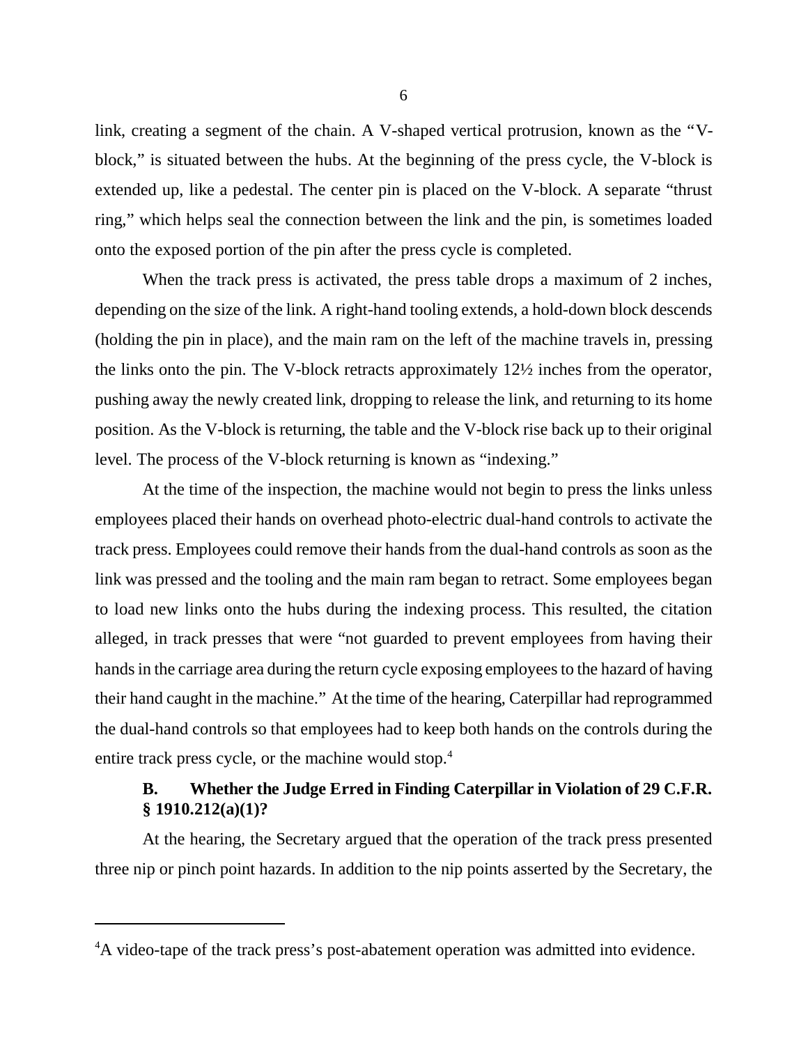link, creating a segment of the chain. A V-shaped vertical protrusion, known as the "V-block," is situated between the hubs. At the beginning of the press cycle, the V-block is extended up, like a pedestal. The center pin is placed on the V-block. A separate "thrust ring," which helps seal the connection between the link and the pin, is sometimes loaded onto the exposed portion of the pin after the press cycle is completed.

When the track press is activated, the press table drops a maximum of 2 inches, depending on the size of the link. A right-hand tooling extends, a hold-down block descends (holding the pin in place), and the main ram on the left of the machine travels in, pressing the links onto the pin. The V-block retracts approximately 12½ inches from the operator, pushing away the newly created link, dropping to release the link, and returning to its home position. As the V-block is returning, the table and the V-block rise back up to their original level. The process of the V-block returning is known as "indexing."

At the time of the inspection, the machine would not begin to press the links unless employees placed their hands on overhead photo-electric dual-hand controls to activate the track press. Employees could remove their hands from the dual-hand controls as soon as the link was pressed and the tooling and the main ram began to retract. Some employees began to load new links onto the hubs during the indexing process. This resulted, the citation alleged, in track presses that were "not guarded to prevent employees from having their hands in the carriage area during the return cycle exposing employees to the hazard of having their hand caught in the machine." At the time of the hearing, Caterpillar had reprogrammed the dual-hand controls so that employees had to keep both hands on the controls during the entire track press cycle, or the machine would stop.[4]

### B. Whether the Judge Erred in Finding Caterpillar in Violation of 29 C.F.R. § 1910.212(a)(1)?

At the hearing, the Secretary argued that the operation of the track press presented three nip or pinch point hazards. In addition to the nip points asserted by the Secretary, the

---

[4]A video-tape of the track press's post-abatement operation was admitted into evidence.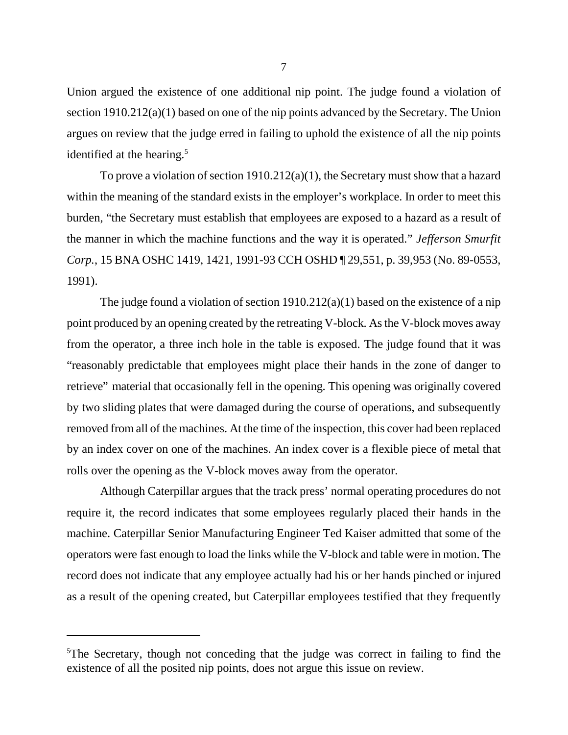Union argued the existence of one additional nip point. The judge found a violation of section 1910.212(a)(1) based on one of the nip points advanced by the Secretary. The Union argues on review that the judge erred in failing to uphold the existence of all the nip points identified at the hearing.[5]

To prove a violation of section 1910.212(a)(1), the Secretary must show that a hazard within the meaning of the standard exists in the employer's workplace. In order to meet this burden, "the Secretary must establish that employees are exposed to a hazard as a result of the manner in which the machine functions and the way it is operated." *Jefferson Smurfit Corp.*, 15 BNA OSHC 1419, 1421, 1991-93 CCH OSHD ¶ 29,551, p. 39,953 (No. 89-0553, 1991).

The judge found a violation of section 1910.212(a)(1) based on the existence of a nip point produced by an opening created by the retreating V-block. As the V-block moves away from the operator, a three inch hole in the table is exposed. The judge found that it was "reasonably predictable that employees might place their hands in the zone of danger to retrieve" material that occasionally fell in the opening. This opening was originally covered by two sliding plates that were damaged during the course of operations, and subsequently removed from all of the machines. At the time of the inspection, this cover had been replaced by an index cover on one of the machines. An index cover is a flexible piece of metal that rolls over the opening as the V-block moves away from the operator.

Although Caterpillar argues that the track press' normal operating procedures do not require it, the record indicates that some employees regularly placed their hands in the machine. Caterpillar Senior Manufacturing Engineer Ted Kaiser admitted that some of the operators were fast enough to load the links while the V-block and table were in motion. The record does not indicate that any employee actually had his or her hands pinched or injured as a result of the opening created, but Caterpillar employees testified that they frequently

[5]The Secretary, though not conceding that the judge was correct in failing to find the existence of all the posited nip points, does not argue this issue on review.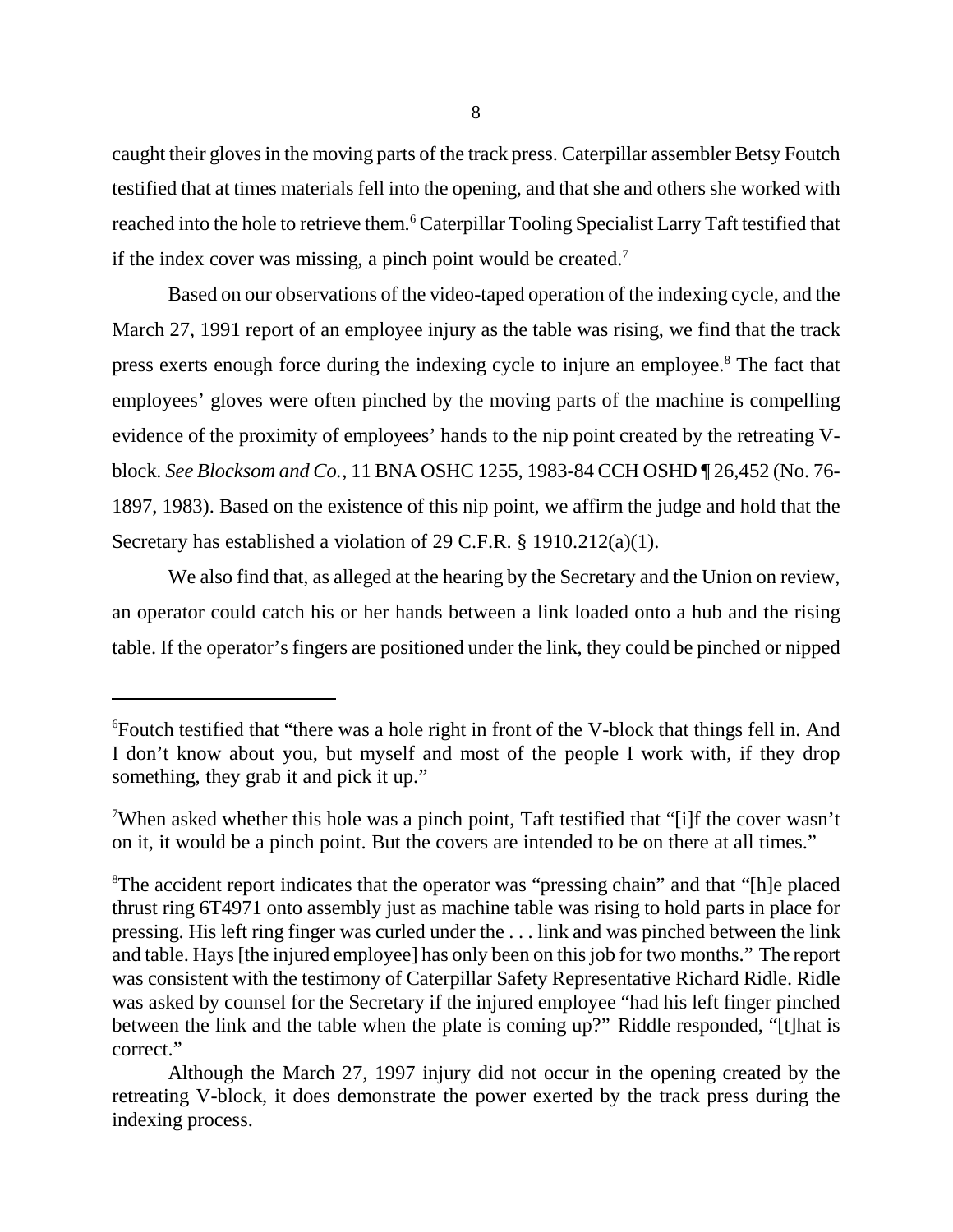caught their gloves in the moving parts of the track press. Caterpillar assembler Betsy Foutch testified that at times materials fell into the opening, and that she and others she worked with reached into the hole to retrieve them.[6] Caterpillar Tooling Specialist Larry Taft testified that if the index cover was missing, a pinch point would be created.[7]

Based on our observations of the video-taped operation of the indexing cycle, and the March 27, 1991 report of an employee injury as the table was rising, we find that the track press exerts enough force during the indexing cycle to injure an employee.[8] The fact that employees' gloves were often pinched by the moving parts of the machine is compelling evidence of the proximity of employees' hands to the nip point created by the retreating V-block. *See Blocksom and Co.*, 11 BNA OSHC 1255, 1983-84 CCH OSHD ¶ 26,452 (No. 76-1897, 1983). Based on the existence of this nip point, we affirm the judge and hold that the Secretary has established a violation of 29 C.F.R. § 1910.212(a)(1).

We also find that, as alleged at the hearing by the Secretary and the Union on review, an operator could catch his or her hands between a link loaded onto a hub and the rising table. If the operator's fingers are positioned under the link, they could be pinched or nipped

---

[6]Foutch testified that "there was a hole right in front of the V-block that things fell in. And I don't know about you, but myself and most of the people I work with, if they drop something, they grab it and pick it up."

[7]When asked whether this hole was a pinch point, Taft testified that "[i]f the cover wasn't on it, it would be a pinch point. But the covers are intended to be on there at all times."

[8]The accident report indicates that the operator was "pressing chain" and that "[h]e placed thrust ring 6T4971 onto assembly just as machine table was rising to hold parts in place for pressing. His left ring finger was curled under the . . . link and was pinched between the link and table. Hays [the injured employee] has only been on this job for two months." The report was consistent with the testimony of Caterpillar Safety Representative Richard Ridle. Ridle was asked by counsel for the Secretary if the injured employee "had his left finger pinched between the link and the table when the plate is coming up?" Riddle responded, "[t]hat is correct."

Although the March 27, 1997 injury did not occur in the opening created by the retreating V-block, it does demonstrate the power exerted by the track press during the indexing process.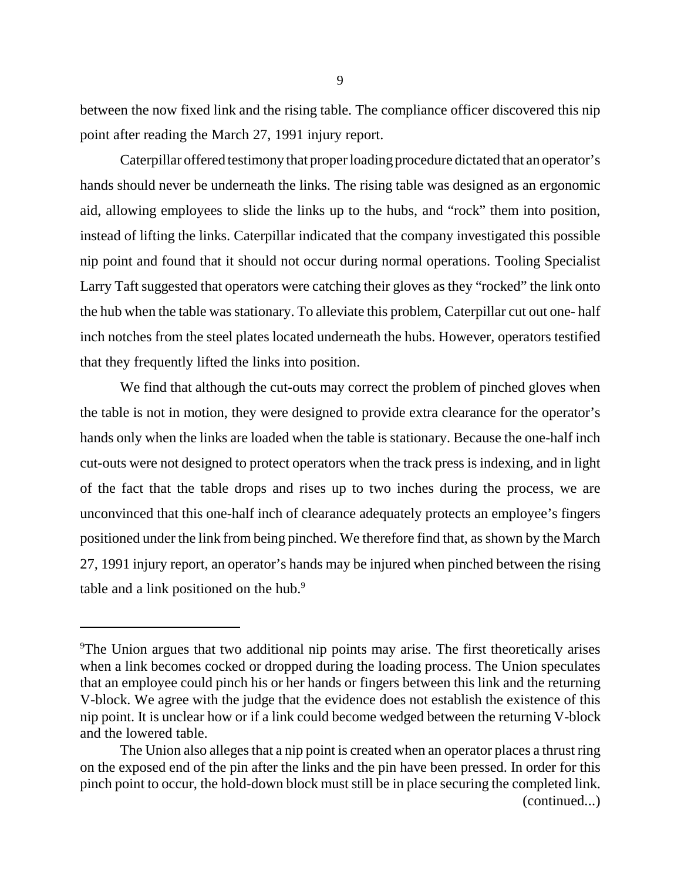between the now fixed link and the rising table. The compliance officer discovered this nip point after reading the March 27, 1991 injury report.

Caterpillar offered testimony that proper loading procedure dictated that an operator's hands should never be underneath the links. The rising table was designed as an ergonomic aid, allowing employees to slide the links up to the hubs, and "rock" them into position, instead of lifting the links. Caterpillar indicated that the company investigated this possible nip point and found that it should not occur during normal operations. Tooling Specialist Larry Taft suggested that operators were catching their gloves as they "rocked" the link onto the hub when the table was stationary. To alleviate this problem, Caterpillar cut out one- half inch notches from the steel plates located underneath the hubs. However, operators testified that they frequently lifted the links into position.

We find that although the cut-outs may correct the problem of pinched gloves when the table is not in motion, they were designed to provide extra clearance for the operator's hands only when the links are loaded when the table is stationary. Because the one-half inch cut-outs were not designed to protect operators when the track press is indexing, and in light of the fact that the table drops and rises up to two inches during the process, we are unconvinced that this one-half inch of clearance adequately protects an employee's fingers positioned under the link from being pinched. We therefore find that, as shown by the March 27, 1991 injury report, an operator's hands may be injured when pinched between the rising table and a link positioned on the hub.[9]

---

[9]The Union argues that two additional nip points may arise. The first theoretically arises when a link becomes cocked or dropped during the loading process. The Union speculates that an employee could pinch his or her hands or fingers between this link and the returning V-block. We agree with the judge that the evidence does not establish the existence of this nip point. It is unclear how or if a link could become wedged between the returning V-block and the lowered table.

The Union also alleges that a nip point is created when an operator places a thrust ring on the exposed end of the pin after the links and the pin have been pressed. In order for this pinch point to occur, the hold-down block must still be in place securing the completed link. (continued...)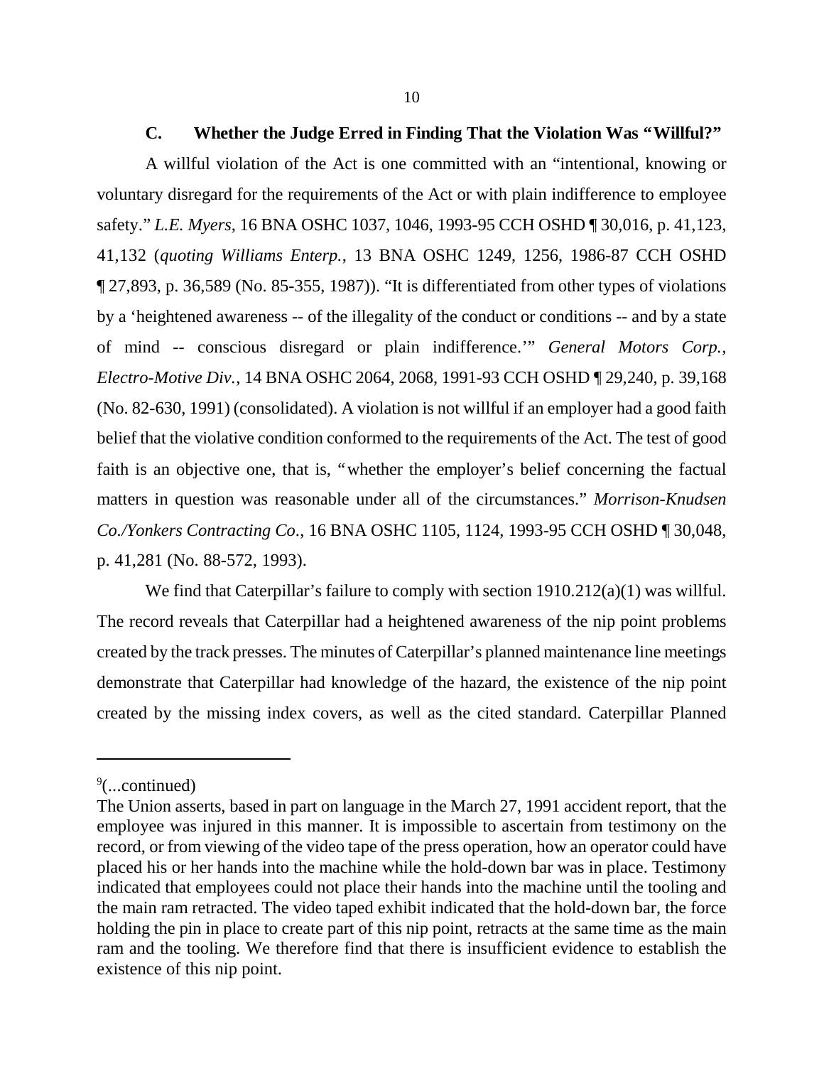### C. Whether the Judge Erred in Finding That the Violation Was "Willful?"

A willful violation of the Act is one committed with an "intentional, knowing or voluntary disregard for the requirements of the Act or with plain indifference to employee safety." *L.E. Myers*, 16 BNA OSHC 1037, 1046, 1993-95 CCH OSHD ¶ 30,016, p. 41,123, 41,132 (*quoting Williams Enterp.*, 13 BNA OSHC 1249, 1256, 1986-87 CCH OSHD ¶ 27,893, p. 36,589 (No. 85-355, 1987)). "It is differentiated from other types of violations by a 'heightened awareness -- of the illegality of the conduct or conditions -- and by a state of mind -- conscious disregard or plain indifference.'" *General Motors Corp., Electro-Motive Div.*, 14 BNA OSHC 2064, 2068, 1991-93 CCH OSHD ¶ 29,240, p. 39,168 (No. 82-630, 1991) (consolidated). A violation is not willful if an employer had a good faith belief that the violative condition conformed to the requirements of the Act. The test of good faith is an objective one, that is, "whether the employer's belief concerning the factual matters in question was reasonable under all of the circumstances." *Morrison-Knudsen Co./Yonkers Contracting Co*., 16 BNA OSHC 1105, 1124, 1993-95 CCH OSHD ¶ 30,048, p. 41,281 (No. 88-572, 1993).

We find that Caterpillar's failure to comply with section 1910.212(a)(1) was willful. The record reveals that Caterpillar had a heightened awareness of the nip point problems created by the track presses. The minutes of Caterpillar's planned maintenance line meetings demonstrate that Caterpillar had knowledge of the hazard, the existence of the nip point created by the missing index covers, as well as the cited standard. Caterpillar Planned

---

[9](...continued)

The Union asserts, based in part on language in the March 27, 1991 accident report, that the employee was injured in this manner. It is impossible to ascertain from testimony on the record, or from viewing of the video tape of the press operation, how an operator could have placed his or her hands into the machine while the hold-down bar was in place. Testimony indicated that employees could not place their hands into the machine until the tooling and the main ram retracted. The video taped exhibit indicated that the hold-down bar, the force holding the pin in place to create part of this nip point, retracts at the same time as the main ram and the tooling. We therefore find that there is insufficient evidence to establish the existence of this nip point.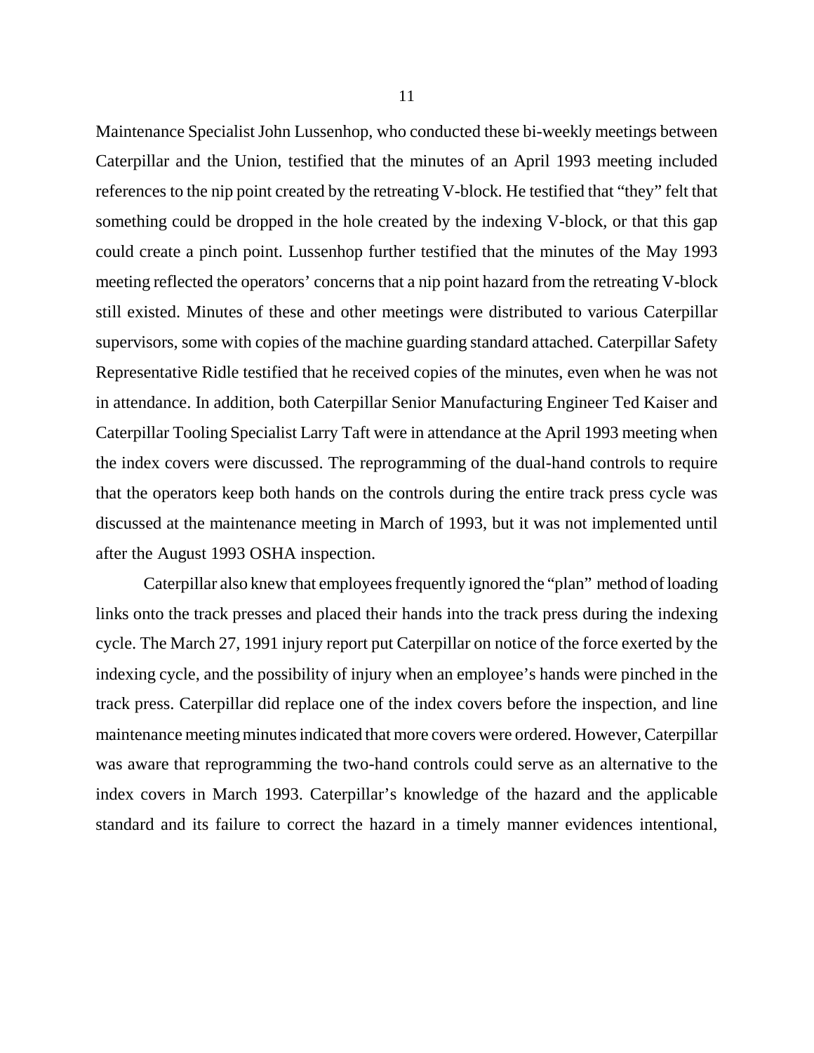Maintenance Specialist John Lussenhop, who conducted these bi-weekly meetings between Caterpillar and the Union, testified that the minutes of an April 1993 meeting included references to the nip point created by the retreating V-block. He testified that "they" felt that something could be dropped in the hole created by the indexing V-block, or that this gap could create a pinch point. Lussenhop further testified that the minutes of the May 1993 meeting reflected the operators' concerns that a nip point hazard from the retreating V-block still existed. Minutes of these and other meetings were distributed to various Caterpillar supervisors, some with copies of the machine guarding standard attached. Caterpillar Safety Representative Ridle testified that he received copies of the minutes, even when he was not in attendance. In addition, both Caterpillar Senior Manufacturing Engineer Ted Kaiser and Caterpillar Tooling Specialist Larry Taft were in attendance at the April 1993 meeting when the index covers were discussed. The reprogramming of the dual-hand controls to require that the operators keep both hands on the controls during the entire track press cycle was discussed at the maintenance meeting in March of 1993, but it was not implemented until after the August 1993 OSHA inspection.

Caterpillar also knew that employees frequently ignored the "plan" method of loading links onto the track presses and placed their hands into the track press during the indexing cycle. The March 27, 1991 injury report put Caterpillar on notice of the force exerted by the indexing cycle, and the possibility of injury when an employee's hands were pinched in the track press. Caterpillar did replace one of the index covers before the inspection, and line maintenance meeting minutes indicated that more covers were ordered. However, Caterpillar was aware that reprogramming the two-hand controls could serve as an alternative to the index covers in March 1993. Caterpillar's knowledge of the hazard and the applicable standard and its failure to correct the hazard in a timely manner evidences intentional,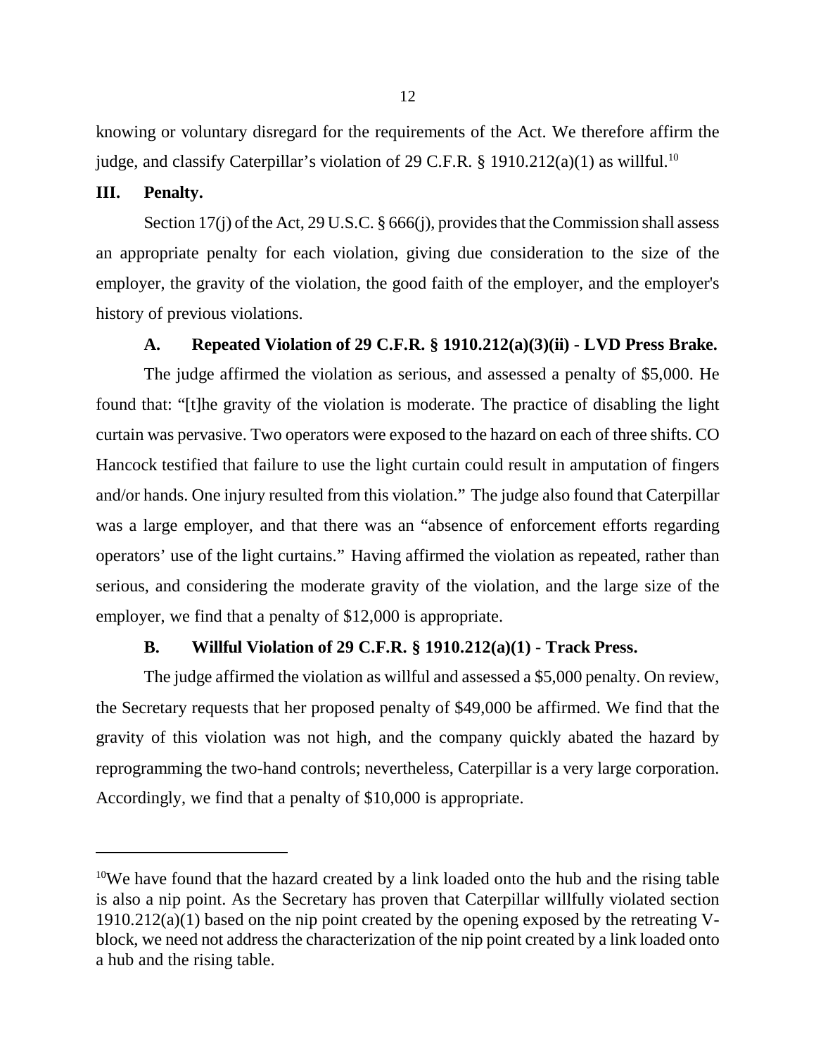knowing or voluntary disregard for the requirements of the Act. We therefore affirm the judge, and classify Caterpillar's violation of 29 C.F.R. § 1910.212(a)(1) as willful.[10]

## III. Penalty.

Section 17(j) of the Act, 29 U.S.C. § 666(j), provides that the Commission shall assess an appropriate penalty for each violation, giving due consideration to the size of the employer, the gravity of the violation, the good faith of the employer, and the employer's history of previous violations.

### A. Repeated Violation of 29 C.F.R. § 1910.212(a)(3)(ii) - LVD Press Brake.

The judge affirmed the violation as serious, and assessed a penalty of $5,000. He found that: "[t]he gravity of the violation is moderate. The practice of disabling the light curtain was pervasive. Two operators were exposed to the hazard on each of three shifts. CO Hancock testified that failure to use the light curtain could result in amputation of fingers and/or hands. One injury resulted from this violation." The judge also found that Caterpillar was a large employer, and that there was an "absence of enforcement efforts regarding operators' use of the light curtains." Having affirmed the violation as repeated, rather than serious, and considering the moderate gravity of the violation, and the large size of the employer, we find that a penalty of $12,000 is appropriate.

### B. Willful Violation of 29 C.F.R. § 1910.212(a)(1) - Track Press.

The judge affirmed the violation as willful and assessed a $5,000 penalty. On review, the Secretary requests that her proposed penalty of $49,000 be affirmed. We find that the gravity of this violation was not high, and the company quickly abated the hazard by reprogramming the two-hand controls; nevertheless, Caterpillar is a very large corporation. Accordingly, we find that a penalty of $10,000 is appropriate.

---

[10]We have found that the hazard created by a link loaded onto the hub and the rising table is also a nip point. As the Secretary has proven that Caterpillar willfully violated section 1910.212(a)(1) based on the nip point created by the opening exposed by the retreating V-block, we need not address the characterization of the nip point created by a link loaded onto a hub and the rising table.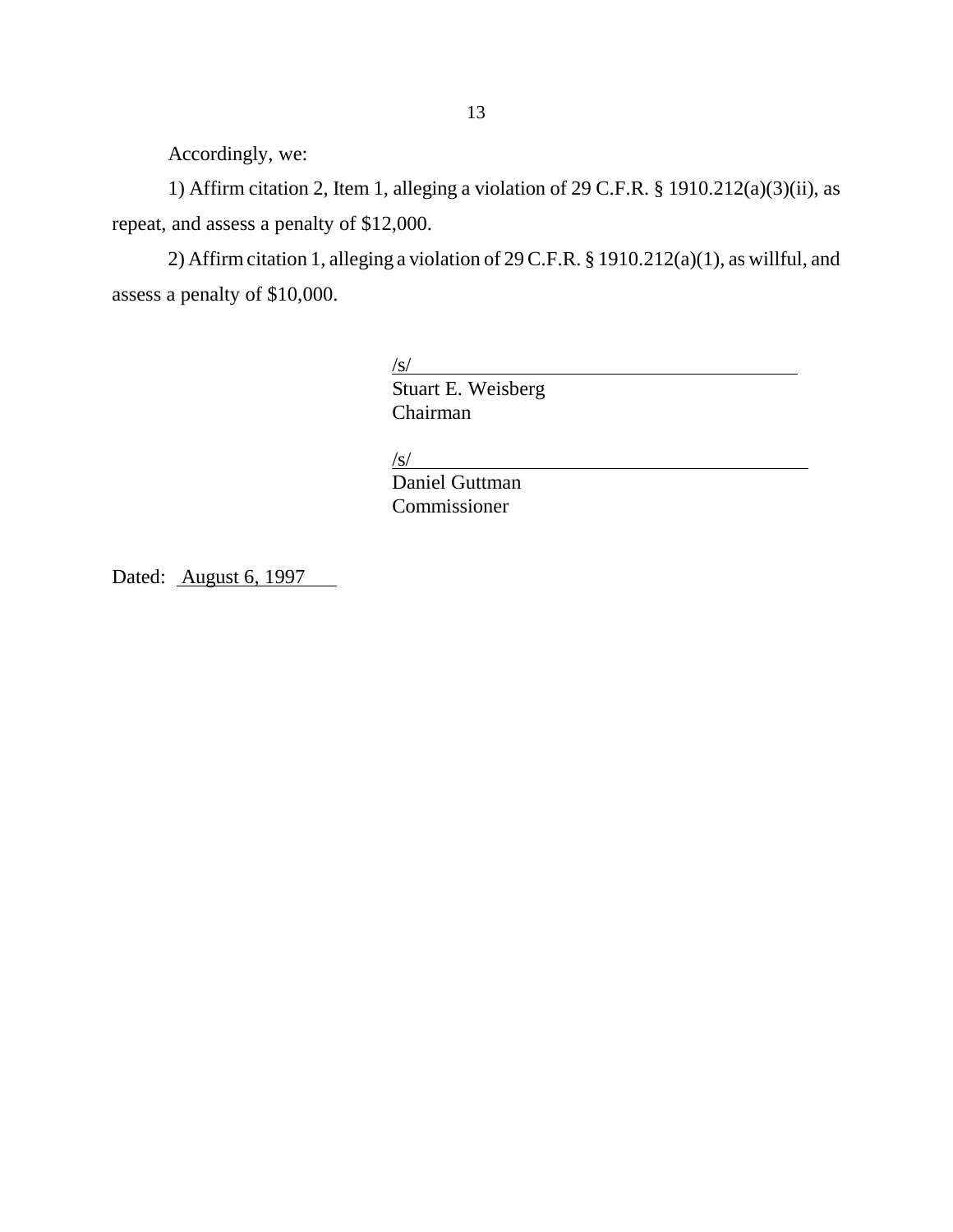Accordingly, we:

1) Affirm citation 2, Item 1, alleging a violation of 29 C.F.R. § 1910.212(a)(3)(ii), as repeat, and assess a penalty of $12,000.

2) Affirm citation 1, alleging a violation of 29 C.F.R. § 1910.212(a)(1), as willful, and assess a penalty of $10,000.

/s/

Stuart E. Weisberg
Chairman

/s/

Daniel Guttman
Commissioner

Dated: August 6, 1997